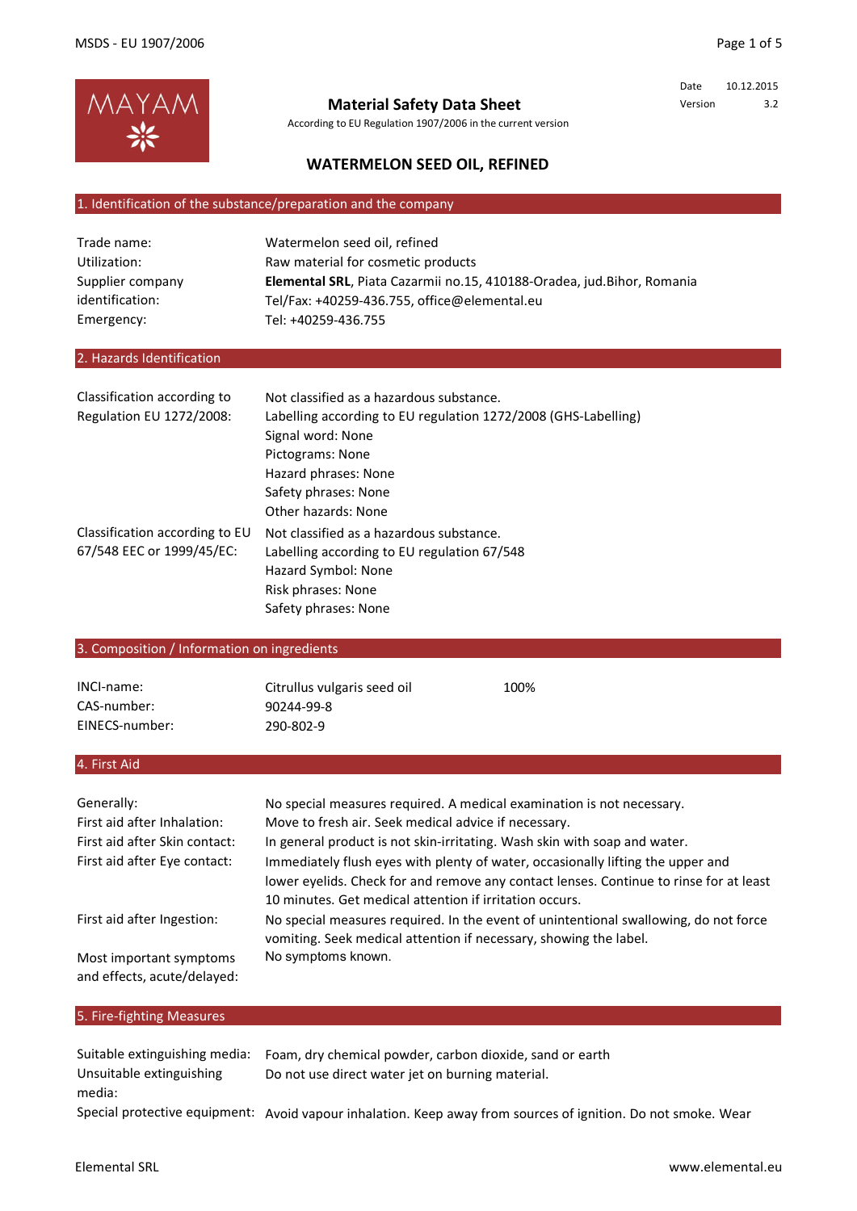MAYAM

# Material Safety Data Sheet

According to EU Regulation 1907/2006 in the current version

| Date | 10.12.2015 |
| --- | --- |
| Version | 3.2 |

## WATERMELON SEED OIL, REFINED

### 1. Identification of the substance/preparation and the company

| | |
| --- | --- |
| Trade name: | Watermelon seed oil, refined |
| Utilization: | Raw material for cosmetic products |
| Supplier company identification: | **Elemental SRL**, Piata Cazarmii no.15, 410188-Oradea, jud.Bihor, Romania<br>Tel/Fax: +40259-436.755, office@elemental.eu |
| Emergency: | Tel: +40259-436.755 |

### 2. Hazards Identification

| | |
| --- | --- |
| Classification according to Regulation EU 1272/2008: | Not classified as a hazardous substance.<br>Labelling according to EU regulation 1272/2008 (GHS-Labelling)<br>Signal word: None<br>Pictograms: None<br>Hazard phrases: None<br>Safety phrases: None<br>Other hazards: None |
| Classification according to EU 67/548 EEC or 1999/45/EC: | Not classified as a hazardous substance.<br>Labelling according to EU regulation 67/548<br>Hazard Symbol: None<br>Risk phrases: None<br>Safety phrases: None |

### 3. Composition / Information on ingredients

| | | |
| --- | --- | --- |
| INCI-name: | Citrullus vulgaris seed oil | 100% |
| CAS-number: | 90244-99-8 | |
| EINECS-number: | 290-802-9 | |

### 4. First Aid

| | |
| --- | --- |
| Generally: | No special measures required. A medical examination is not necessary. |
| First aid after Inhalation: | Move to fresh air. Seek medical advice if necessary. |
| First aid after Skin contact: | In general product is not skin-irritating. Wash skin with soap and water. |
| First aid after Eye contact: | Immediately flush eyes with plenty of water, occasionally lifting the upper and lower eyelids. Check for and remove any contact lenses. Continue to rinse for at least 10 minutes. Get medical attention if irritation occurs. |
| First aid after Ingestion: | No special measures required. In the event of unintentional swallowing, do not force vomiting. Seek medical attention if necessary, showing the label. |
| Most important symptoms and effects, acute/delayed: | No symptoms known. |

### 5. Fire-fighting Measures

| | |
| --- | --- |
| Suitable extinguishing media: | Foam, dry chemical powder, carbon dioxide, sand or earth |
| Unsuitable extinguishing media: | Do not use direct water jet on burning material. |
| Special protective equipment: | Avoid vapour inhalation. Keep away from sources of ignition. Do not smoke. Wear |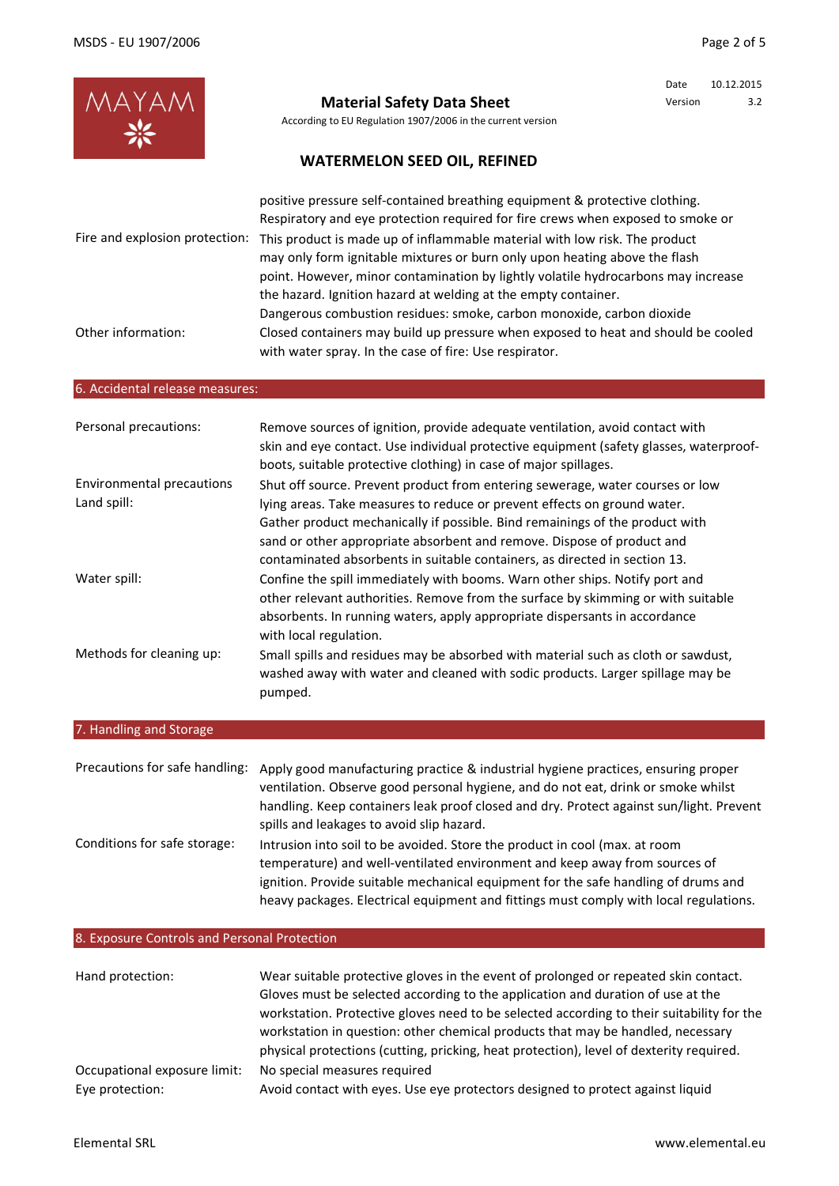**Material Safety Data Sheet**

According to EU Regulation 1907/2006 in the current version

| Date | 10.12.2015 |
| --- | --- |
| Version | 3.2 |

## WATERMELON SEED OIL, REFINED

| | |
| --- | --- |
| | positive pressure self-contained breathing equipment & protective clothing. Respiratory and eye protection required for fire crews when exposed to smoke or |
| Fire and explosion protection: | This product is made up of inflammable material with low risk. The product may only form ignitable mixtures or burn only upon heating above the flash point. However, minor contamination by lightly volatile hydrocarbons may increase the hazard. Ignition hazard at welding at the empty container. Dangerous combustion residues: smoke, carbon monoxide, carbon dioxide |
| Other information: | Closed containers may build up pressure when exposed to heat and should be cooled with water spray. In the case of fire: Use respirator. |

## 6. Accidental release measures:

| | |
| --- | --- |
| Personal precautions: | Remove sources of ignition, provide adequate ventilation, avoid contact with skin and eye contact. Use individual protective equipment (safety glasses, waterproof-boots, suitable protective clothing) in case of major spillages. |
| Environmental precautions Land spill: | Shut off source. Prevent product from entering sewerage, water courses or low lying areas. Take measures to reduce or prevent effects on ground water. Gather product mechanically if possible. Bind remainings of the product with sand or other appropriate absorbent and remove. Dispose of product and contaminated absorbents in suitable containers, as directed in section 13. |
| Water spill: | Confine the spill immediately with booms. Warn other ships. Notify port and other relevant authorities. Remove from the surface by skimming or with suitable absorbents. In running waters, apply appropriate dispersants in accordance with local regulation. |
| Methods for cleaning up: | Small spills and residues may be absorbed with material such as cloth or sawdust, washed away with water and cleaned with sodic products. Larger spillage may be pumped. |

## 7. Handling and Storage

| | |
| --- | --- |
| Precautions for safe handling: | Apply good manufacturing practice & industrial hygiene practices, ensuring proper ventilation. Observe good personal hygiene, and do not eat, drink or smoke whilst handling. Keep containers leak proof closed and dry. Protect against sun/light. Prevent spills and leakages to avoid slip hazard. |
| Conditions for safe storage: | Intrusion into soil to be avoided. Store the product in cool (max. at room temperature) and well-ventilated environment and keep away from sources of ignition. Provide suitable mechanical equipment for the safe handling of drums and heavy packages. Electrical equipment and fittings must comply with local regulations. |

## 8. Exposure Controls and Personal Protection

| | |
| --- | --- |
| Hand protection: | Wear suitable protective gloves in the event of prolonged or repeated skin contact. Gloves must be selected according to the application and duration of use at the workstation. Protective gloves need to be selected according to their suitability for the workstation in question: other chemical products that may be handled, necessary physical protections (cutting, pricking, heat protection), level of dexterity required. |
| Occupational exposure limit: | No special measures required |
| Eye protection: | Avoid contact with eyes. Use eye protectors designed to protect against liquid |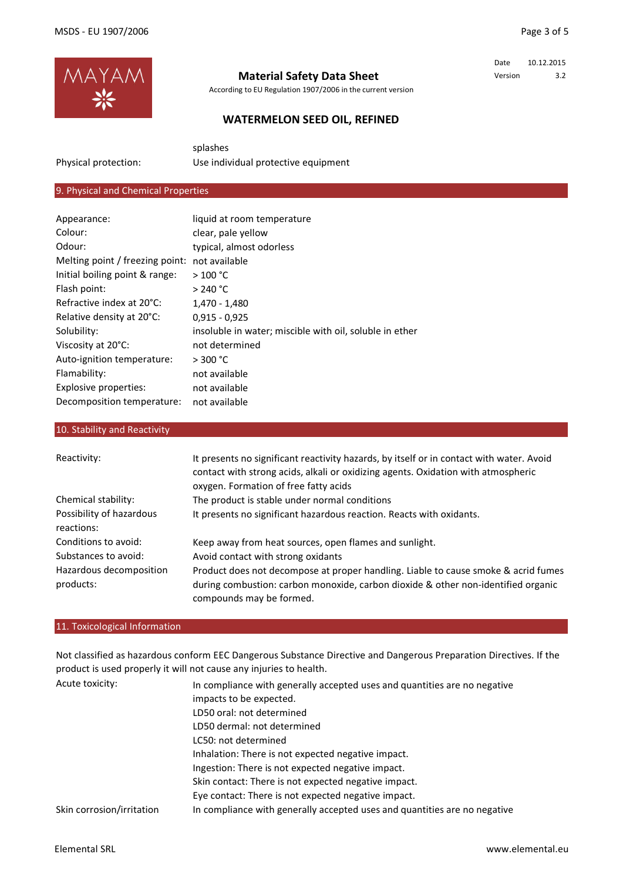| | |
|---|---|
| | splashes |
| Physical protection: | Use individual protective equipment |

## 9. Physical and Chemical Properties

| | |
|---|---|
| Appearance: | liquid at room temperature |
| Colour: | clear, pale yellow |
| Odour: | typical, almost odorless |
| Melting point / freezing point: | not available |
| Initial boiling point & range: | > 100 °C |
| Flash point: | > 240 °C |
| Refractive index at 20°C: | 1,470 - 1,480 |
| Relative density at 20°C: | 0,915 - 0,925 |
| Solubility: | insoluble in water; miscible with oil, soluble in ether |
| Viscosity at 20°C: | not determined |
| Auto-ignition temperature: | > 300 °C |
| Flamability: | not available |
| Explosive properties: | not available |
| Decomposition temperature: | not available |

## 10. Stability and Reactivity

| | |
|---|---|
| Reactivity: | It presents no significant reactivity hazards, by itself or in contact with water. Avoid contact with strong acids, alkali or oxidizing agents. Oxidation with atmospheric oxygen. Formation of free fatty acids |
| Chemical stability: | The product is stable under normal conditions |
| Possibility of hazardous reactions: | It presents no significant hazardous reaction. Reacts with oxidants. |
| Conditions to avoid: | Keep away from heat sources, open flames and sunlight. |
| Substances to avoid: | Avoid contact with strong oxidants |
| Hazardous decomposition products: | Product does not decompose at proper handling. Liable to cause smoke & acrid fumes during combustion: carbon monoxide, carbon dioxide & other non-identified organic compounds may be formed. |

## 11. Toxicological Information

Not classified as hazardous conform EEC Dangerous Substance Directive and Dangerous Preparation Directives. If the product is used properly it will not cause any injuries to health.

| | |
|---|---|
| Acute toxicity: | In compliance with generally accepted uses and quantities are no negative impacts to be expected.<br>LD50 oral: not determined<br>LD50 dermal: not determined<br>LC50: not determined<br>Inhalation: There is not expected negative impact.<br>Ingestion: There is not expected negative impact.<br>Skin contact: There is not expected negative impact.<br>Eye contact: There is not expected negative impact. |
| Skin corrosion/irritation | In compliance with generally accepted uses and quantities are no negative |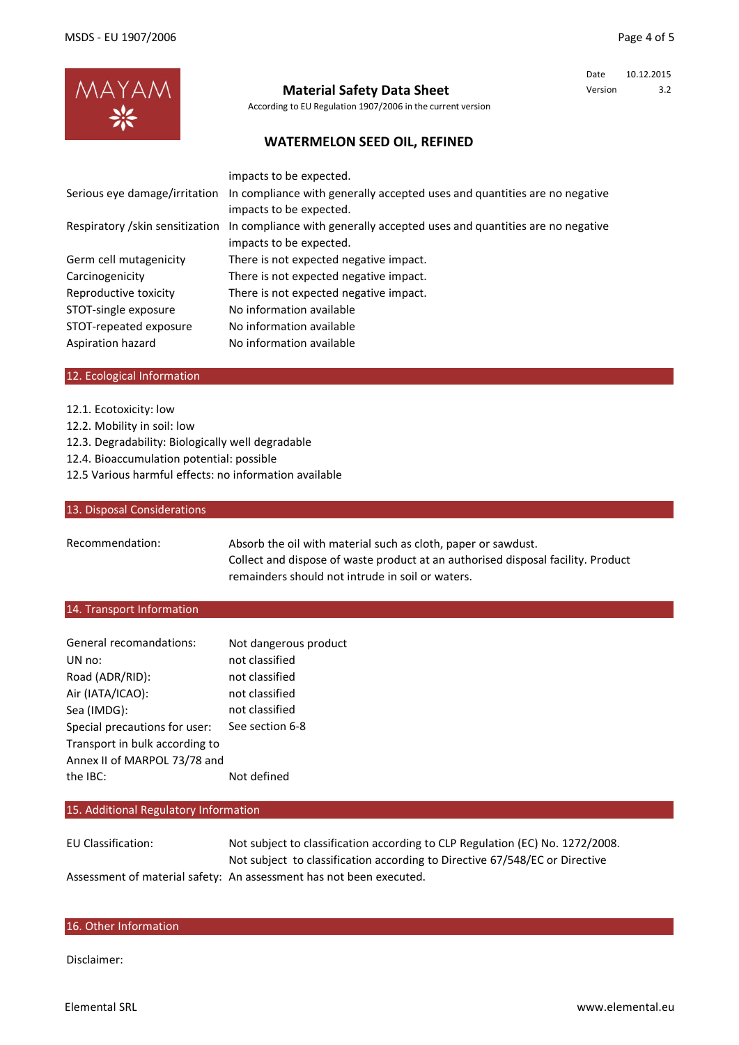| | |
|---|---|
| | impacts to be expected. |
| Serious eye damage/irritation | In compliance with generally accepted uses and quantities are no negative impacts to be expected. |
| Respiratory /skin sensitization | In compliance with generally accepted uses and quantities are no negative impacts to be expected. |
| Germ cell mutagenicity | There is not expected negative impact. |
| Carcinogenicity | There is not expected negative impact. |
| Reproductive toxicity | There is not expected negative impact. |
| STOT-single exposure | No information available |
| STOT-repeated exposure | No information available |
| Aspiration hazard | No information available |

## 12. Ecological Information

12.1. Ecotoxicity: low
12.2. Mobility in soil: low
12.3. Degradability: Biologically well degradable
12.4. Bioaccumulation potential: possible
12.5 Various harmful effects: no information available

## 13. Disposal Considerations

| | |
|---|---|
| Recommendation: | Absorb the oil with material such as cloth, paper or sawdust. Collect and dispose of waste product at an authorised disposal facility. Product remainders should not intrude in soil or waters. |

## 14. Transport Information

| | |
|---|---|
| General recomandations: | Not dangerous product |
| UN no: | not classified |
| Road (ADR/RID): | not classified |
| Air (IATA/ICAO): | not classified |
| Sea (IMDG): | not classified |
| Special precautions for user: | See section 6-8 |
| Transport in bulk according to Annex II of MARPOL 73/78 and the IBC: | Not defined |

## 15. Additional Regulatory Information

| | |
|---|---|
| EU Classification: | Not subject to classification according to CLP Regulation (EC) No. 1272/2008. Not subject to classification according to Directive 67/548/EC or Directive |
| Assessment of material safety: | An assessment has not been executed. |

## 16. Other Information

Disclaimer: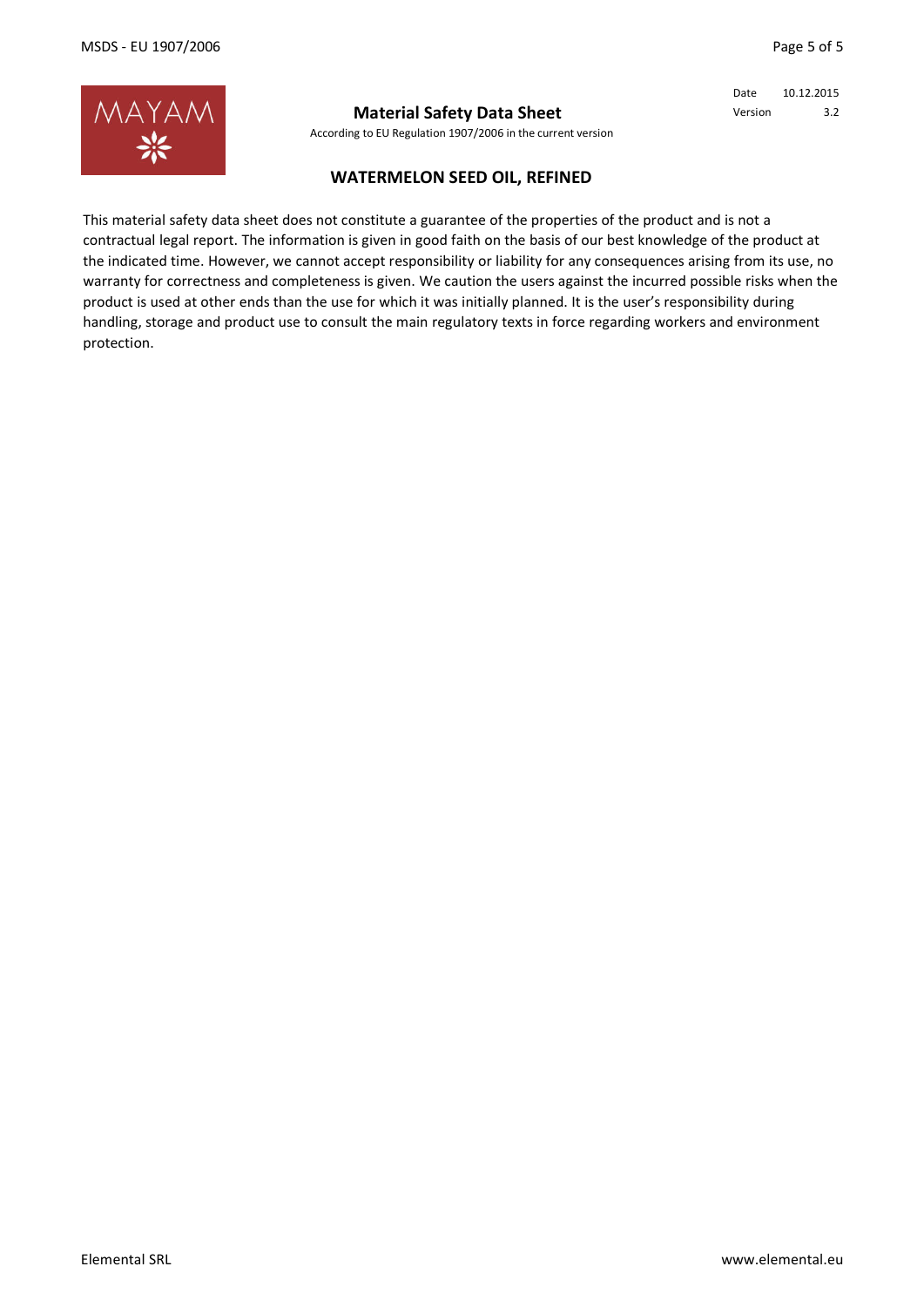This material safety data sheet does not constitute a guarantee of the properties of the product and is not a contractual legal report. The information is given in good faith on the basis of our best knowledge of the product at the indicated time. However, we cannot accept responsibility or liability for any consequences arising from its use, no warranty for correctness and completeness is given. We caution the users against the incurred possible risks when the product is used at other ends than the use for which it was initially planned. It is the user's responsibility during handling, storage and product use to consult the main regulatory texts in force regarding workers and environment protection.